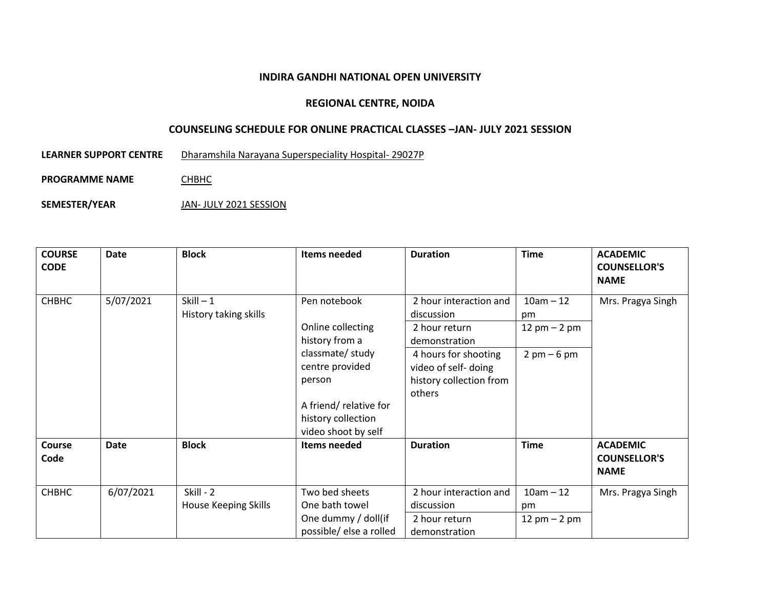**INDIRA GANDHI NATIONAL OPEN UNIVERSITY**

**REGIONAL CENTRE, NOIDA**

**COUNSELING SCHEDULE FOR ONLINE PRACTICAL CLASSES –JAN- JULY 2021 SESSION**

**LEARNER SUPPORT CENTRE** Dharamshila Narayana Superspeciality Hospital- 29027P

**PROGRAMME NAME** CHBHC

**SEMESTER/YEAR** JAN- JULY 2021 SESSION

| COURSE CODE | Date | Block | Items needed | Duration | Time | ACADEMIC COUNSELLOR'S NAME |
|---|---|---|---|---|---|---|
| CHBHC | 5/07/2021 | Skill – 1<br>History taking skills | Pen notebook<br><br>Online collecting history from a classmate/ study centre provided person<br><br>A friend/ relative for history collection video shoot by self | 2 hour interaction and discussion | 10am – 12 pm | Mrs. Pragya Singh |
| | | | | 2 hour return demonstration | 12 pm – 2 pm | |
| | | | | 4 hours for shooting video of self- doing history collection from others | 2 pm – 6 pm | |
| **Course Code** | **Date** | **Block** | **Items needed** | **Duration** | **Time** | **ACADEMIC COUNSELLOR'S NAME** |
| CHBHC | 6/07/2021 | Skill - 2<br>House Keeping Skills | Two bed sheets<br>One bath towel<br>One dummy / doll(if possible/ else a rolled | 2 hour interaction and discussion | 10am – 12 pm | Mrs. Pragya Singh |
| | | | | 2 hour return demonstration | 12 pm – 2 pm | |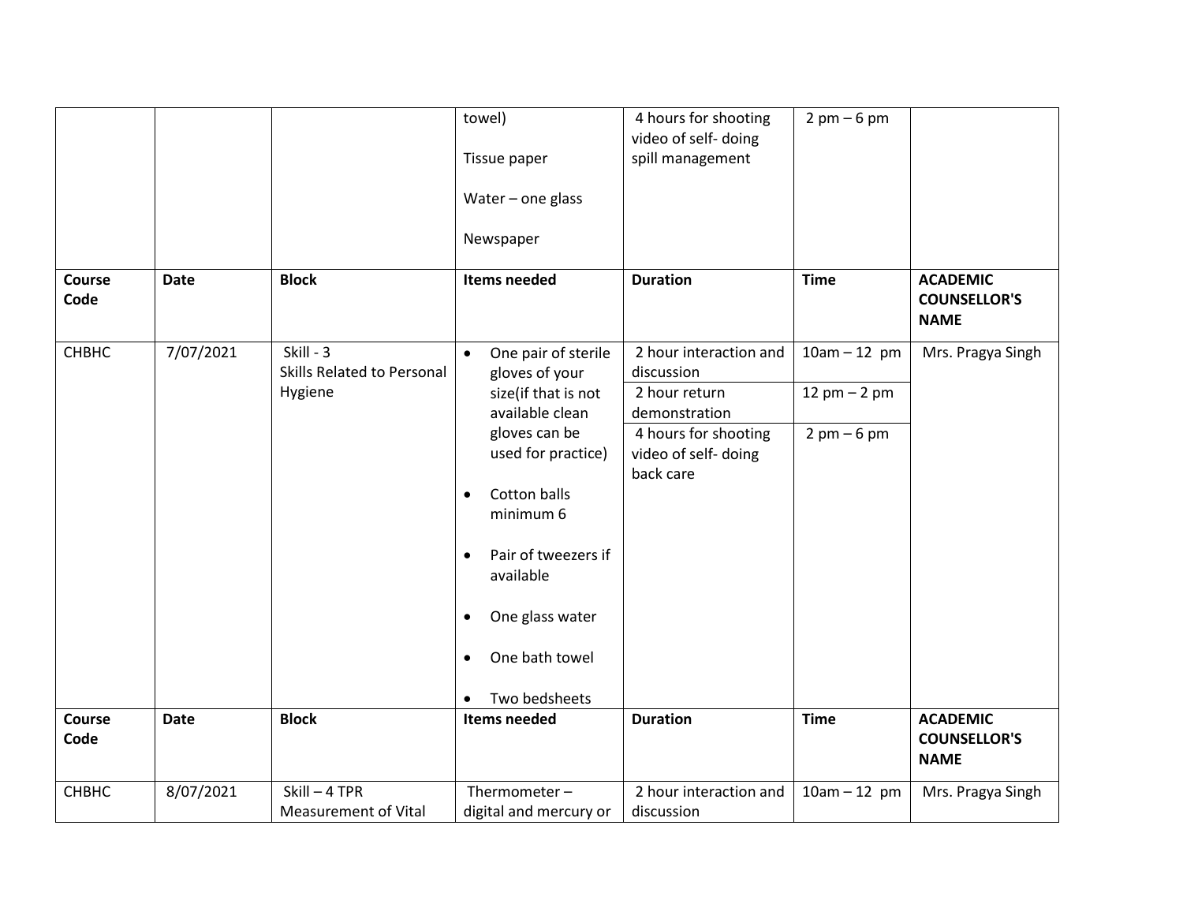| | | | towel)<br><br>Tissue paper<br><br>Water – one glass<br><br>Newspaper | 4 hours for shooting video of self- doing spill management | 2 pm – 6 pm | |
|---|---|---|---|---|---|---|
| **Course Code** | **Date** | **Block** | **Items needed** | **Duration** | **Time** | **ACADEMIC COUNSELLOR'S NAME** |
| CHBHC | 7/07/2021 | Skill - 3<br>Skills Related to Personal Hygiene | • One pair of sterile gloves of your size(if that is not available clean gloves can be used for practice)<br><br>• Cotton balls minimum 6<br><br>• Pair of tweezers if available<br><br>• One glass water<br><br>• One bath towel<br><br>• Two bedsheets | 2 hour interaction and discussion | 10am – 12 pm | Mrs. Pragya Singh |
| | | | | 2 hour return demonstration | 12 pm – 2 pm | |
| | | | | 4 hours for shooting video of self- doing back care | 2 pm – 6 pm | |
| **Course Code** | **Date** | **Block** | **Items needed** | **Duration** | **Time** | **ACADEMIC COUNSELLOR'S NAME** |
| CHBHC | 8/07/2021 | Skill – 4 TPR<br>Measurement of Vital | Thermometer – digital and mercury or | 2 hour interaction and discussion | 10am – 12 pm | Mrs. Pragya Singh |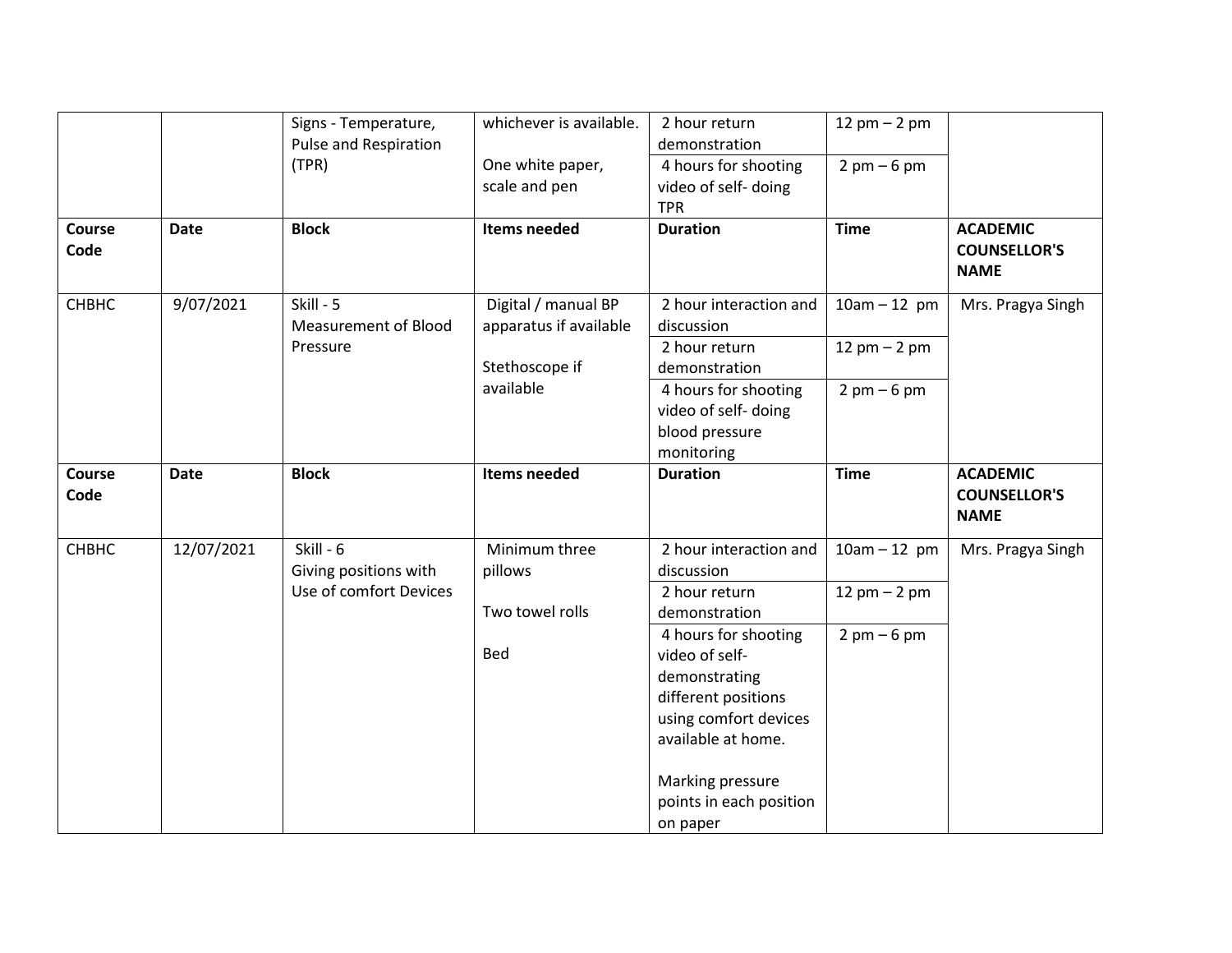| | | Signs - Temperature, Pulse and Respiration (TPR) | whichever is available.<br><br>One white paper, scale and pen | 2 hour return demonstration | 12 pm – 2 pm | |
|---|---|---|---|---|---|---|
| | | | | 4 hours for shooting video of self- doing TPR | 2 pm – 6 pm | |
| **Course Code** | **Date** | **Block** | **Items needed** | **Duration** | **Time** | **ACADEMIC COUNSELLOR'S NAME** |
| CHBHC | 9/07/2021 | Skill - 5<br>Measurement of Blood Pressure | Digital / manual BP apparatus if available<br><br>Stethoscope if available | 2 hour interaction and discussion | 10am – 12 pm | Mrs. Pragya Singh |
| | | | | 2 hour return demonstration | 12 pm – 2 pm | |
| | | | | 4 hours for shooting video of self- doing blood pressure monitoring | 2 pm – 6 pm | |
| **Course Code** | **Date** | **Block** | **Items needed** | **Duration** | **Time** | **ACADEMIC COUNSELLOR'S NAME** |
| CHBHC | 12/07/2021 | Skill - 6<br>Giving positions with Use of comfort Devices | Minimum three pillows<br><br>Two towel rolls<br><br>Bed | 2 hour interaction and discussion | 10am – 12 pm | Mrs. Pragya Singh |
| | | | | 2 hour return demonstration | 12 pm – 2 pm | |
| | | | | 4 hours for shooting video of self- demonstrating different positions using comfort devices available at home.<br><br>Marking pressure points in each position on paper | 2 pm – 6 pm | |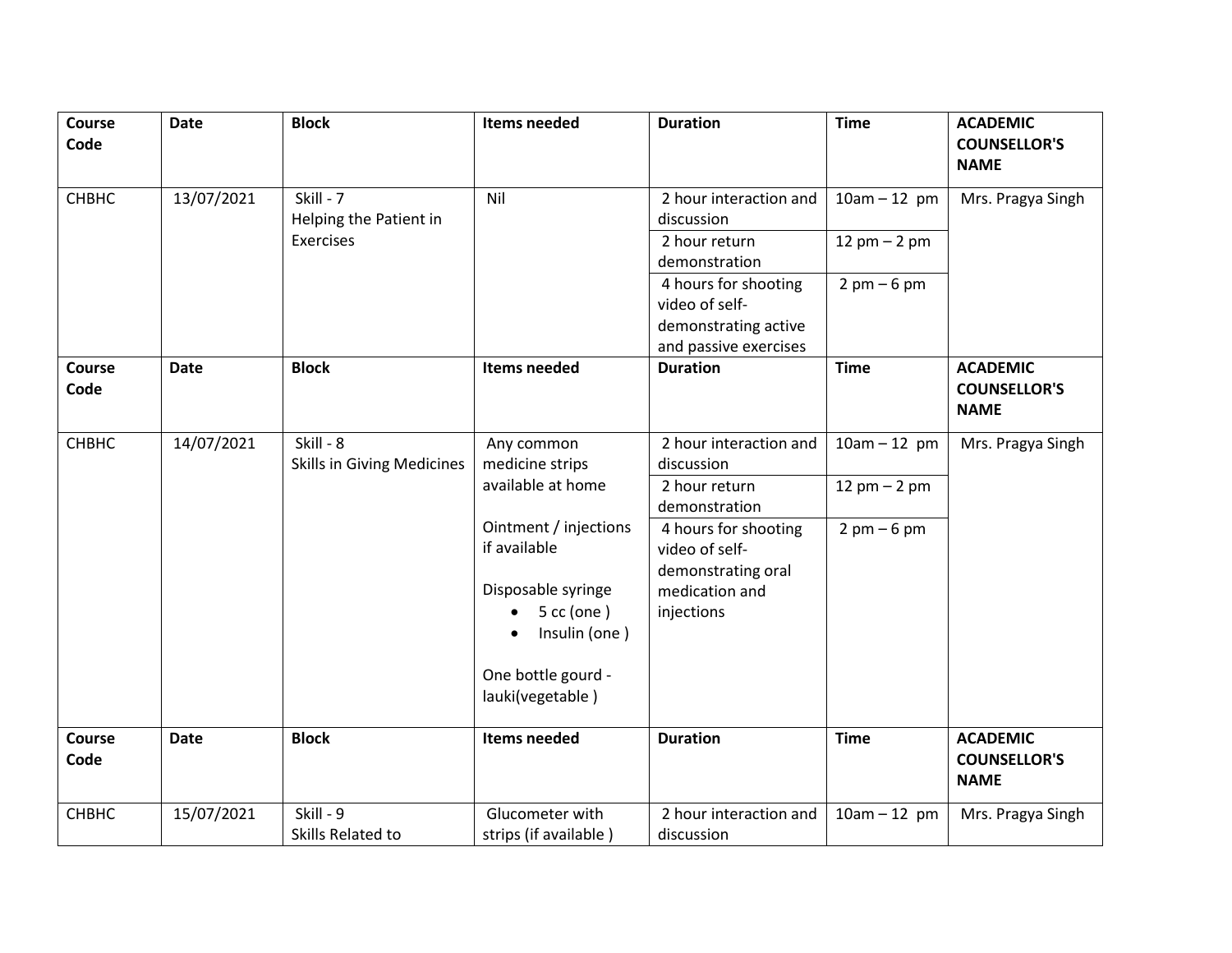| Course Code | Date | Block | Items needed | Duration | Time | ACADEMIC COUNSELLOR'S NAME |
|---|---|---|---|---|---|---|
| CHBHC | 13/07/2021 | Skill - 7 Helping the Patient in Exercises | Nil | 2 hour interaction and discussion | 10am – 12 pm | Mrs. Pragya Singh |
| | | | | 2 hour return demonstration | 12 pm – 2 pm | |
| | | | | 4 hours for shooting video of self-demonstrating active and passive exercises | 2 pm – 6 pm | |

| Course Code | Date | Block | Items needed | Duration | Time | ACADEMIC COUNSELLOR'S NAME |
|---|---|---|---|---|---|---|
| CHBHC | 14/07/2021 | Skill - 8 Skills in Giving Medicines | Any common medicine strips available at home<br><br>Ointment / injections if available<br><br>Disposable syringe<br>• 5 cc (one )<br>• Insulin (one )<br><br>One bottle gourd - lauki(vegetable ) | 2 hour interaction and discussion | 10am – 12 pm | Mrs. Pragya Singh |
| | | | | 2 hour return demonstration | 12 pm – 2 pm | |
| | | | | 4 hours for shooting video of self-demonstrating oral medication and injections | 2 pm – 6 pm | |

| Course Code | Date | Block | Items needed | Duration | Time | ACADEMIC COUNSELLOR'S NAME |
|---|---|---|---|---|---|---|
| CHBHC | 15/07/2021 | Skill - 9 Skills Related to | Glucometer with strips (if available ) | 2 hour interaction and discussion | 10am – 12 pm | Mrs. Pragya Singh |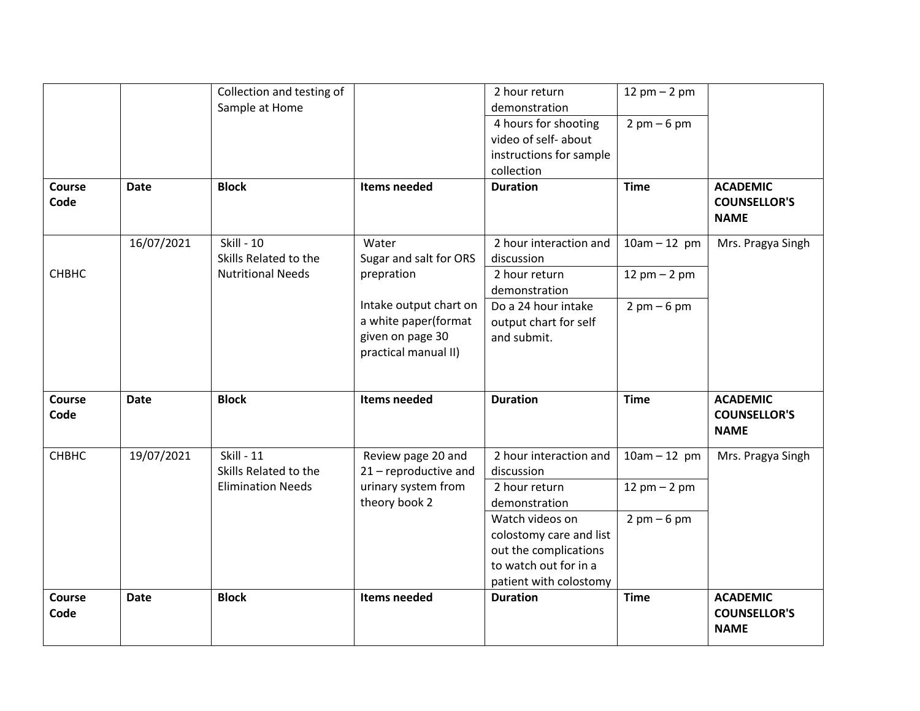| | | Collection and testing of Sample at Home | | 2 hour return demonstration | 12 pm – 2 pm | |
|---|---|---|---|---|---|---|
| | | | | 4 hours for shooting video of self- about instructions for sample collection | 2 pm – 6 pm | |
| **Course Code** | **Date** | **Block** | **Items needed** | **Duration** | **Time** | **ACADEMIC COUNSELLOR'S NAME** |
| CHBHC | 16/07/2021 | Skill - 10<br>Skills Related to the Nutritional Needs | Water<br>Sugar and salt for ORS prepration<br><br>Intake output chart on a white paper(format given on page 30 practical manual II) | 2 hour interaction and discussion | 10am – 12 pm | Mrs. Pragya Singh |
| | | | | 2 hour return demonstration | 12 pm – 2 pm | |
| | | | | Do a 24 hour intake output chart for self and submit. | 2 pm – 6 pm | |
| **Course Code** | **Date** | **Block** | **Items needed** | **Duration** | **Time** | **ACADEMIC COUNSELLOR'S NAME** |
| CHBHC | 19/07/2021 | Skill - 11<br>Skills Related to the Elimination Needs | Review page 20 and 21 – reproductive and urinary system from theory book 2 | 2 hour interaction and discussion | 10am – 12 pm | Mrs. Pragya Singh |
| | | | | 2 hour return demonstration | 12 pm – 2 pm | |
| | | | | Watch videos on colostomy care and list out the complications to watch out for in a patient with colostomy | 2 pm – 6 pm | |
| **Course Code** | **Date** | **Block** | **Items needed** | **Duration** | **Time** | **ACADEMIC COUNSELLOR'S NAME** |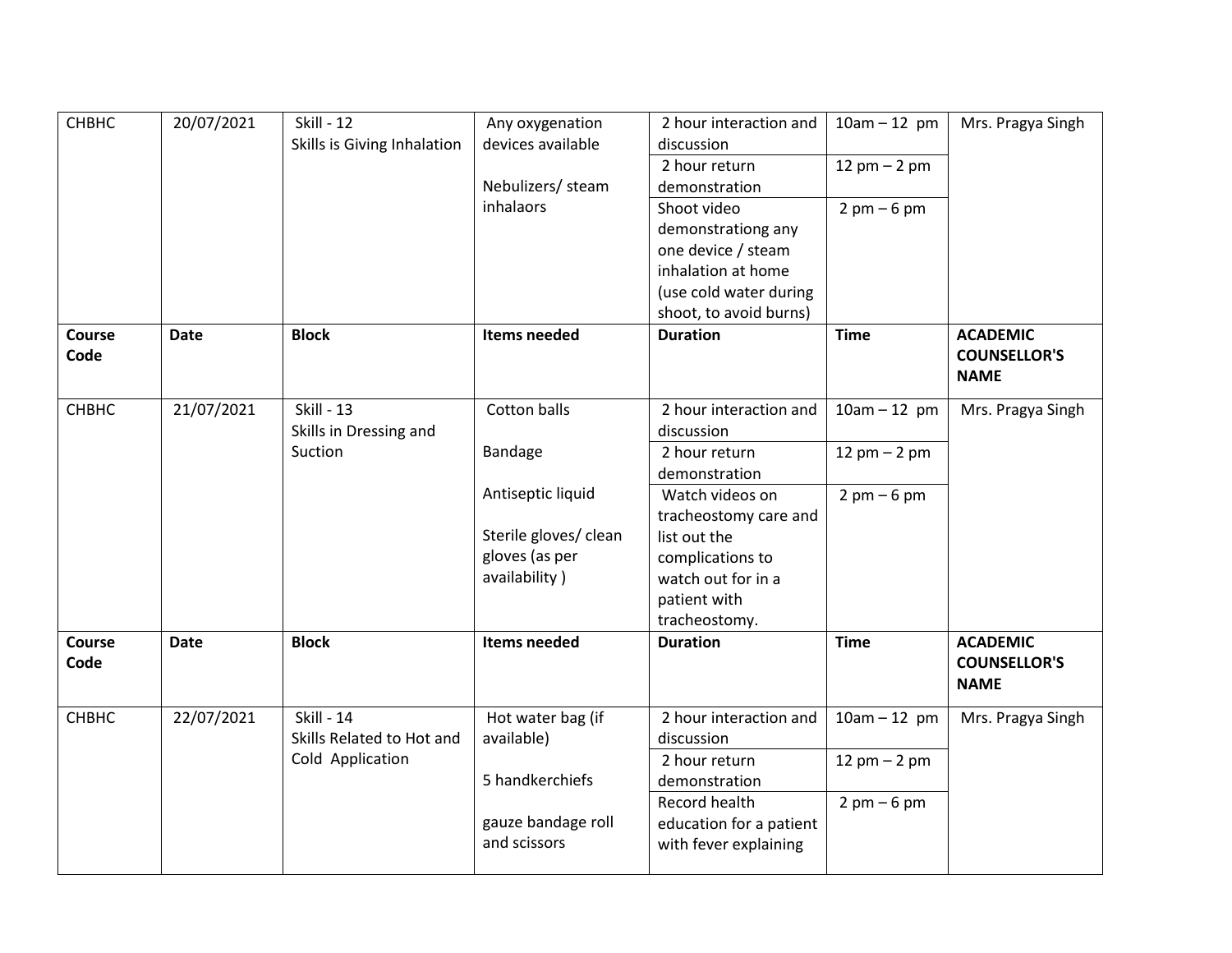| CHBHC | 20/07/2021 | Skill - 12<br>Skills is Giving Inhalation | Any oxygenation devices available<br><br>Nebulizers/ steam inhalaors | 2 hour interaction and discussion | 10am – 12 pm | Mrs. Pragya Singh |
|---|---|---|---|---|---|---|
| | | | | 2 hour return demonstration | 12 pm – 2 pm | |
| | | | | Shoot video demonstrationg any one device / steam inhalation at home (use cold water during shoot, to avoid burns) | 2 pm – 6 pm | |
| **Course Code** | **Date** | **Block** | **Items needed** | **Duration** | **Time** | **ACADEMIC COUNSELLOR'S NAME** |
| CHBHC | 21/07/2021 | Skill - 13<br>Skills in Dressing and Suction | Cotton balls<br><br>Bandage<br><br>Antiseptic liquid<br><br>Sterile gloves/ clean gloves (as per availability ) | 2 hour interaction and discussion | 10am – 12 pm | Mrs. Pragya Singh |
| | | | | 2 hour return demonstration | 12 pm – 2 pm | |
| | | | | Watch videos on tracheostomy care and list out the complications to watch out for in a patient with tracheostomy. | 2 pm – 6 pm | |
| **Course Code** | **Date** | **Block** | **Items needed** | **Duration** | **Time** | **ACADEMIC COUNSELLOR'S NAME** |
| CHBHC | 22/07/2021 | Skill - 14<br>Skills Related to Hot and Cold Application | Hot water bag (if available)<br><br>5 handkerchiefs<br><br>gauze bandage roll and scissors | 2 hour interaction and discussion | 10am – 12 pm | Mrs. Pragya Singh |
| | | | | 2 hour return demonstration | 12 pm – 2 pm | |
| | | | | Record health education for a patient with fever explaining | 2 pm – 6 pm | |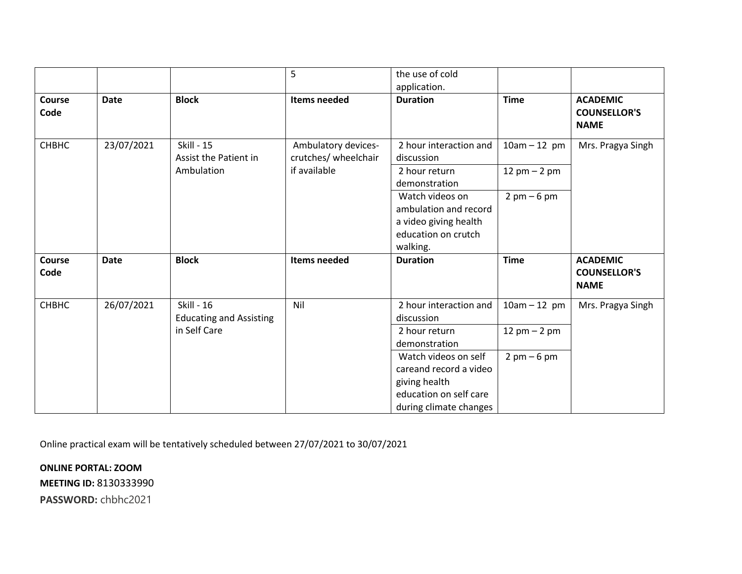| | | | 5 | the use of cold application. | | |
|---|---|---|---|---|---|---|
| **Course Code** | **Date** | **Block** | **Items needed** | **Duration** | **Time** | **ACADEMIC COUNSELLOR'S NAME** |
| CHBHC | 23/07/2021 | Skill - 15 Assist the Patient in Ambulation | Ambulatory devices- crutches/ wheelchair if available | 2 hour interaction and discussion | 10am – 12 pm | Mrs. Pragya Singh |
| | | | | 2 hour return demonstration | 12 pm – 2 pm | |
| | | | | Watch videos on ambulation and record a video giving health education on crutch walking. | 2 pm – 6 pm | |
| **Course Code** | **Date** | **Block** | **Items needed** | **Duration** | **Time** | **ACADEMIC COUNSELLOR'S NAME** |
| CHBHC | 26/07/2021 | Skill - 16 Educating and Assisting in Self Care | Nil | 2 hour interaction and discussion | 10am – 12 pm | Mrs. Pragya Singh |
| | | | | 2 hour return demonstration | 12 pm – 2 pm | |
| | | | | Watch videos on self careand record a video giving health education on self care during climate changes | 2 pm – 6 pm | |

Online practical exam will be tentatively scheduled between 27/07/2021 to 30/07/2021

**ONLINE PORTAL: ZOOM**
**MEETING ID:** 8130333990
**PASSWORD:** chbhc2021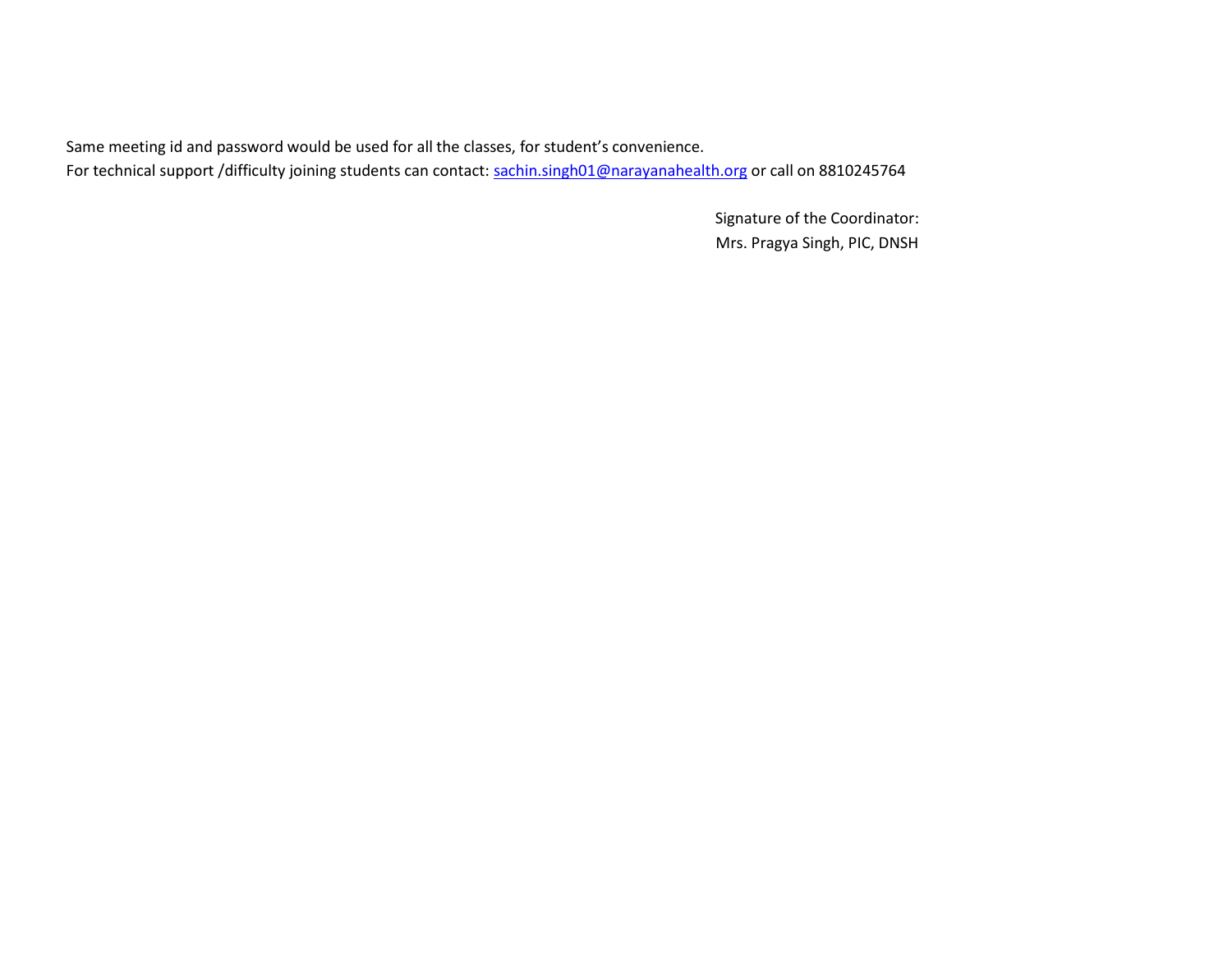Same meeting id and password would be used for all the classes, for student's convenience.
For technical support /difficulty joining students can contact: sachin.singh01@narayanahealth.org or call on 8810245764

Signature of the Coordinator:
Mrs. Pragya Singh, PIC, DNSH